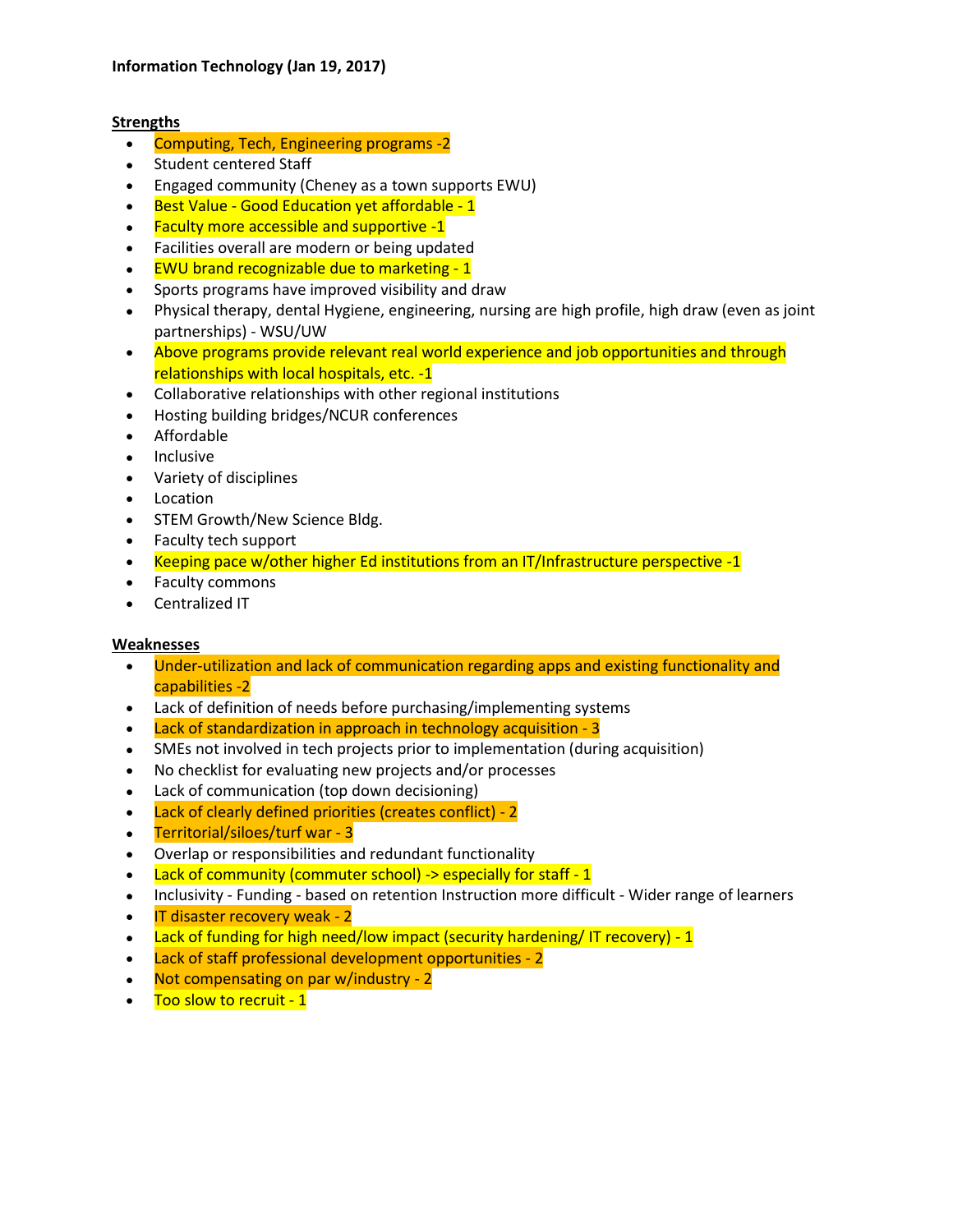**Information Technology (Jan 19, 2017)**

**Strengths**

- Computing, Tech, Engineering programs -2
- Student centered Staff
- Engaged community (Cheney as a town supports EWU)
- Best Value - Good Education yet affordable - 1
- Faculty more accessible and supportive -1
- Facilities overall are modern or being updated
- EWU brand recognizable due to marketing - 1
- Sports programs have improved visibility and draw
- Physical therapy, dental Hygiene, engineering, nursing are high profile, high draw (even as joint partnerships) - WSU/UW
- Above programs provide relevant real world experience and job opportunities and through relationships with local hospitals, etc. -1
- Collaborative relationships with other regional institutions
- Hosting building bridges/NCUR conferences
- Affordable
- Inclusive
- Variety of disciplines
- Location
- STEM Growth/New Science Bldg.
- Faculty tech support
- Keeping pace w/other higher Ed institutions from an IT/Infrastructure perspective -1
- Faculty commons
- Centralized IT

**Weaknesses**

- Under-utilization and lack of communication regarding apps and existing functionality and capabilities -2
- Lack of definition of needs before purchasing/implementing systems
- Lack of standardization in approach in technology acquisition - 3
- SMEs not involved in tech projects prior to implementation (during acquisition)
- No checklist for evaluating new projects and/or processes
- Lack of communication (top down decisioning)
- Lack of clearly defined priorities (creates conflict) - 2
- Territorial/siloes/turf war - 3
- Overlap or responsibilities and redundant functionality
- Lack of community (commuter school) -> especially for staff - 1
- Inclusivity - Funding - based on retention Instruction more difficult - Wider range of learners
- IT disaster recovery weak - 2
- Lack of funding for high need/low impact (security hardening/ IT recovery) - 1
- Lack of staff professional development opportunities - 2
- Not compensating on par w/industry - 2
- Too slow to recruit - 1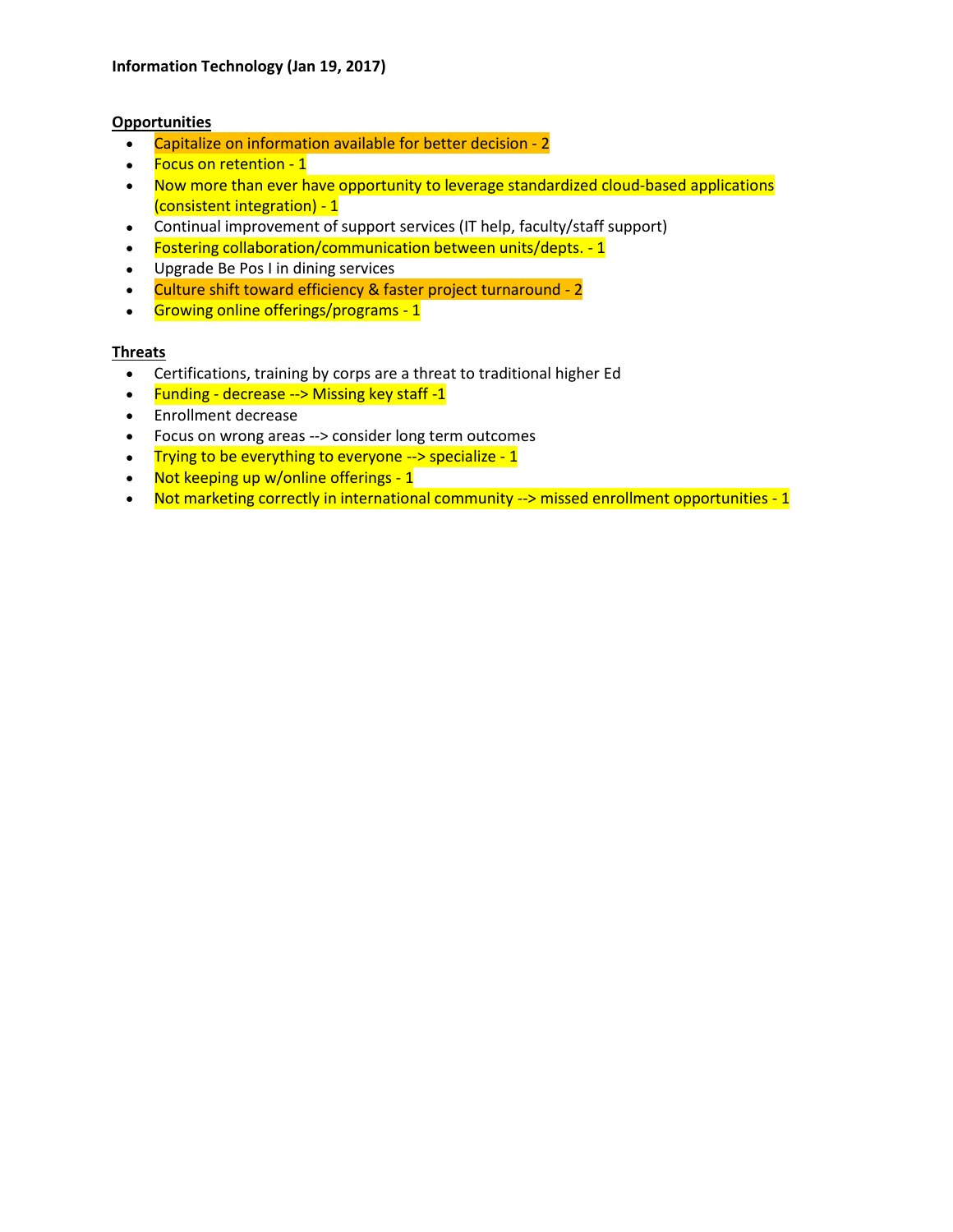**Information Technology (Jan 19, 2017)**

**Opportunities**

- Capitalize on information available for better decision - 2
- Focus on retention - 1
- Now more than ever have opportunity to leverage standardized cloud-based applications (consistent integration) - 1
- Continual improvement of support services (IT help, faculty/staff support)
- Fostering collaboration/communication between units/depts. - 1
- Upgrade Be Pos I in dining services
- Culture shift toward efficiency & faster project turnaround - 2
- Growing online offerings/programs - 1

**Threats**

- Certifications, training by corps are a threat to traditional higher Ed
- Funding - decrease --> Missing key staff -1
- Enrollment decrease
- Focus on wrong areas --> consider long term outcomes
- Trying to be everything to everyone --> specialize - 1
- Not keeping up w/online offerings - 1
- Not marketing correctly in international community --> missed enrollment opportunities - 1